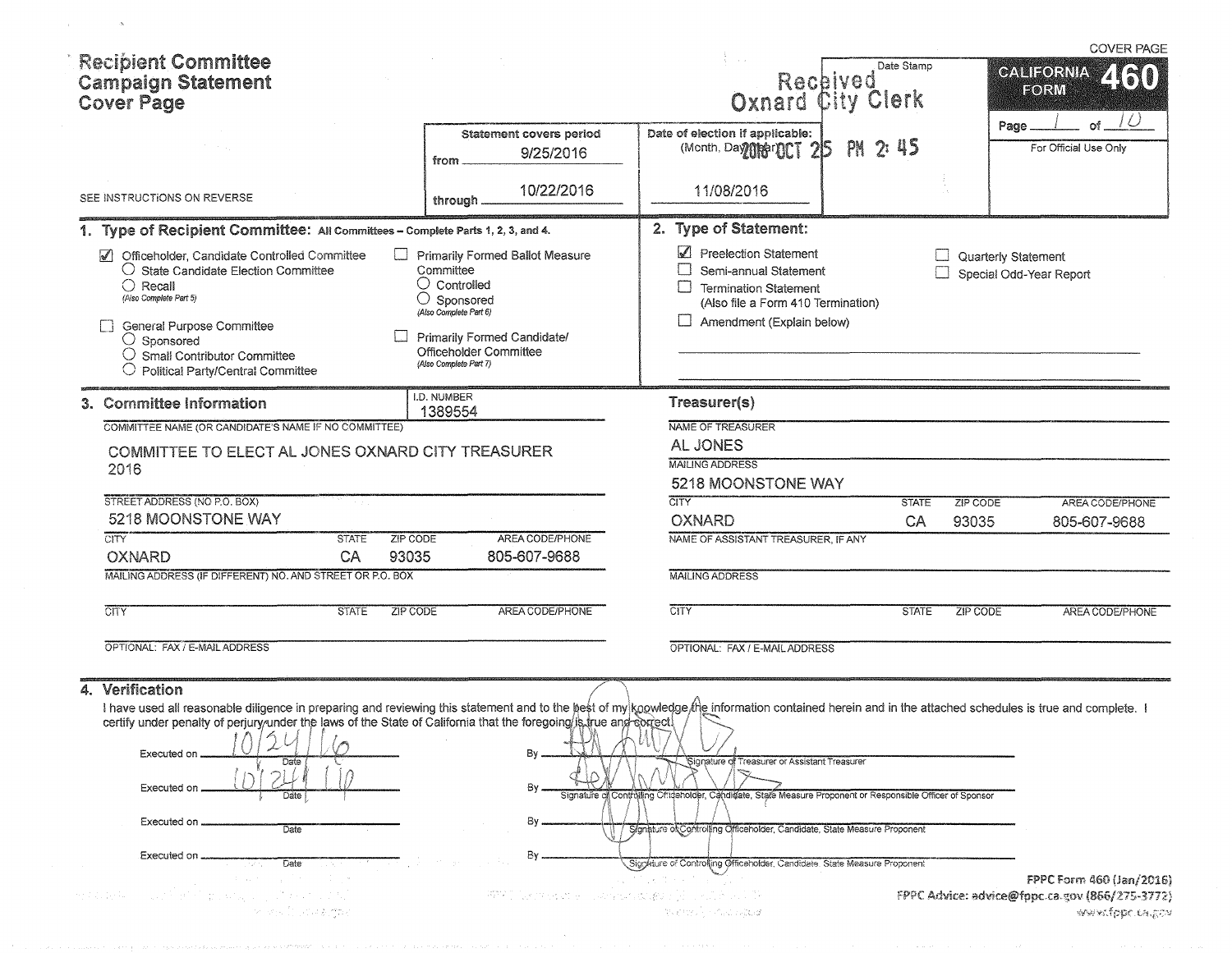# Recipient Committee Campaign Statement Cover Page

COVER PAGE

**CALIFORNIA FORM 460**

Page 1 of 10

For Official Use Only

Date Stamp: Received Oxnard City Clerk 2016 OCT 25 PM 2: 45

SEE INSTRUCTIONS ON REVERSE

| Statement covers period | Date of election if applicable: (Month, Day, Year) |
|---|---|
| from 9/25/2016 | 11/08/2016 |
| through 10/22/2016 | |

## 1. Type of Recipient Committee: All Committees – Complete Parts 1, 2, 3, and 4.

- ☑ Officeholder, Candidate Controlled Committee
  - ○ State Candidate Election Committee
  - ○ Recall *(Also Complete Part 5)*
- ☐ General Purpose Committee
  - ○ Sponsored
  - ○ Small Contributor Committee
  - ○ Political Party/Central Committee
- ☐ Primarily Formed Ballot Measure Committee
  - ○ Controlled
  - ○ Sponsored *(Also Complete Part 6)*
- ☐ Primarily Formed Candidate/ Officeholder Committee *(Also Complete Part 7)*

## 2. Type of Statement:

- ☑ Preelection Statement
- ☐ Semi-annual Statement
- ☐ Termination Statement (Also file a Form 410 Termination)
- ☐ Amendment (Explain below)
- ☐ Quarterly Statement
- ☐ Special Odd-Year Report

## 3. Committee Information

I.D. NUMBER: 1389554

COMMITTEE NAME (OR CANDIDATE'S NAME IF NO COMMITTEE): COMMITTEE TO ELECT AL JONES OXNARD CITY TREASURER 2016

STREET ADDRESS (NO P.O. BOX): 5218 MOONSTONE WAY

| CITY | STATE | ZIP CODE | AREA CODE/PHONE |
|---|---|---|---|
| OXNARD | CA | 93035 | 805-607-9688 |

MAILING ADDRESS (IF DIFFERENT) NO. AND STREET OR P.O. BOX:

| CITY | STATE | ZIP CODE | AREA CODE/PHONE |
|---|---|---|---|
| | | | |

OPTIONAL: FAX / E-MAIL ADDRESS:

### Treasurer(s)

NAME OF TREASURER: AL JONES

MAILING ADDRESS: 5218 MOONSTONE WAY

| CITY | STATE | ZIP CODE | AREA CODE/PHONE |
|---|---|---|---|
| OXNARD | CA | 93035 | 805-607-9688 |

NAME OF ASSISTANT TREASURER, IF ANY:

MAILING ADDRESS:

| CITY | STATE | ZIP CODE | AREA CODE/PHONE |
|---|---|---|---|
| | | | |

OPTIONAL: FAX / E-MAIL ADDRESS:

## 4. Verification

I have used all reasonable diligence in preparing and reviewing this statement and to the best of my knowledge the information contained herein and in the attached schedules is true and complete. I certify under penalty of perjury under the laws of the State of California that the foregoing is true and correct.

Executed on 10/24/16 (Date) By [signature] (Signature of Treasurer or Assistant Treasurer)

Executed on 10/24/16 (Date) By [signature] (Signature of Controlling Officeholder, Candidate, State Measure Proponent or Responsible Officer of Sponsor)

Executed on ______ (Date) By ______ (Signature of Controlling Officeholder, Candidate, State Measure Proponent)

Executed on ______ (Date) By ______ (Signature of Controlling Officeholder, Candidate, State Measure Proponent)

FPPC Form 460 (Jan/2016)
FPPC Advice: advice@fppc.ca.gov (866/275-3772)
www.fppc.ca.gov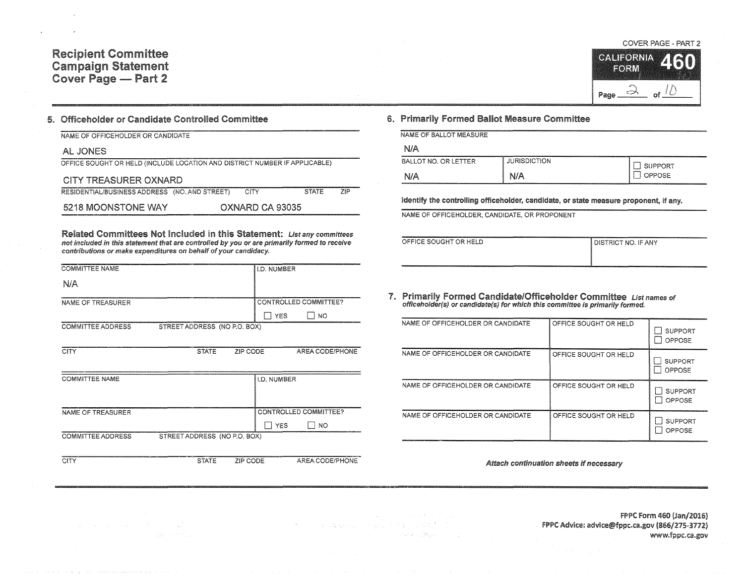# Recipient Committee Campaign Statement Cover Page — Part 2

COVER PAGE - PART 2

CALIFORNIA FORM 460

Page 2 of 10

## 5. Officeholder or Candidate Controlled Committee

| NAME OF OFFICEHOLDER OR CANDIDATE |
|---|
| AL JONES |

| OFFICE SOUGHT OR HELD (INCLUDE LOCATION AND DISTRICT NUMBER IF APPLICABLE) |
|---|
| CITY TREASURER OXNARD |

| RESIDENTIAL/BUSINESS ADDRESS (NO. AND STREET) | CITY | STATE | ZIP |
|---|---|---|---|
| 5218 MOONSTONE WAY | OXNARD | CA | 93035 |

### Related Committees Not Included in this Statement:

*List any committees not included in this statement that are controlled by you or are primarily formed to receive contributions or make expenditures on behalf of your candidacy.*

| COMMITTEE NAME | I.D. NUMBER |
|---|---|
| N/A | |
| **NAME OF TREASURER** | **CONTROLLED COMMITTEE?** |
| | ☐ YES ☐ NO |

| COMMITTEE ADDRESS | STREET ADDRESS (NO P.O. BOX) | | |
|---|---|---|---|
| | | | |
| **CITY** | **STATE** | **ZIP CODE** | **AREA CODE/PHONE** |
| | | | |

| COMMITTEE NAME | I.D. NUMBER |
|---|---|
| | |
| **NAME OF TREASURER** | **CONTROLLED COMMITTEE?** |
| | ☐ YES ☐ NO |

| COMMITTEE ADDRESS | STREET ADDRESS (NO P.O. BOX) | | |
|---|---|---|---|
| | | | |
| **CITY** | **STATE** | **ZIP CODE** | **AREA CODE/PHONE** |
| | | | |

## 6. Primarily Formed Ballot Measure Committee

| NAME OF BALLOT MEASURE |
|---|
| N/A |

| BALLOT NO. OR LETTER | JURISDICTION | |
|---|---|---|
| N/A | N/A | ☐ SUPPORT ☐ OPPOSE |

**Identify the controlling officeholder, candidate, or state measure proponent, if any.**

| NAME OF OFFICEHOLDER, CANDIDATE, OR PROPONENT |
|---|
| |

| OFFICE SOUGHT OR HELD | DISTRICT NO. IF ANY |
|---|---|
| | |

## 7. Primarily Formed Candidate/Officeholder Committee

*List names of officeholder(s) or candidate(s) for which this committee is primarily formed.*

| NAME OF OFFICEHOLDER OR CANDIDATE | OFFICE SOUGHT OR HELD | |
|---|---|---|
| | | ☐ SUPPORT ☐ OPPOSE |
| | | ☐ SUPPORT ☐ OPPOSE |
| | | ☐ SUPPORT ☐ OPPOSE |
| | | ☐ SUPPORT ☐ OPPOSE |

*Attach continuation sheets if necessary*

FPPC Form 460 (Jan/2016)
FPPC Advice: advice@fppc.ca.gov (866/275-3772)
www.fppc.ca.gov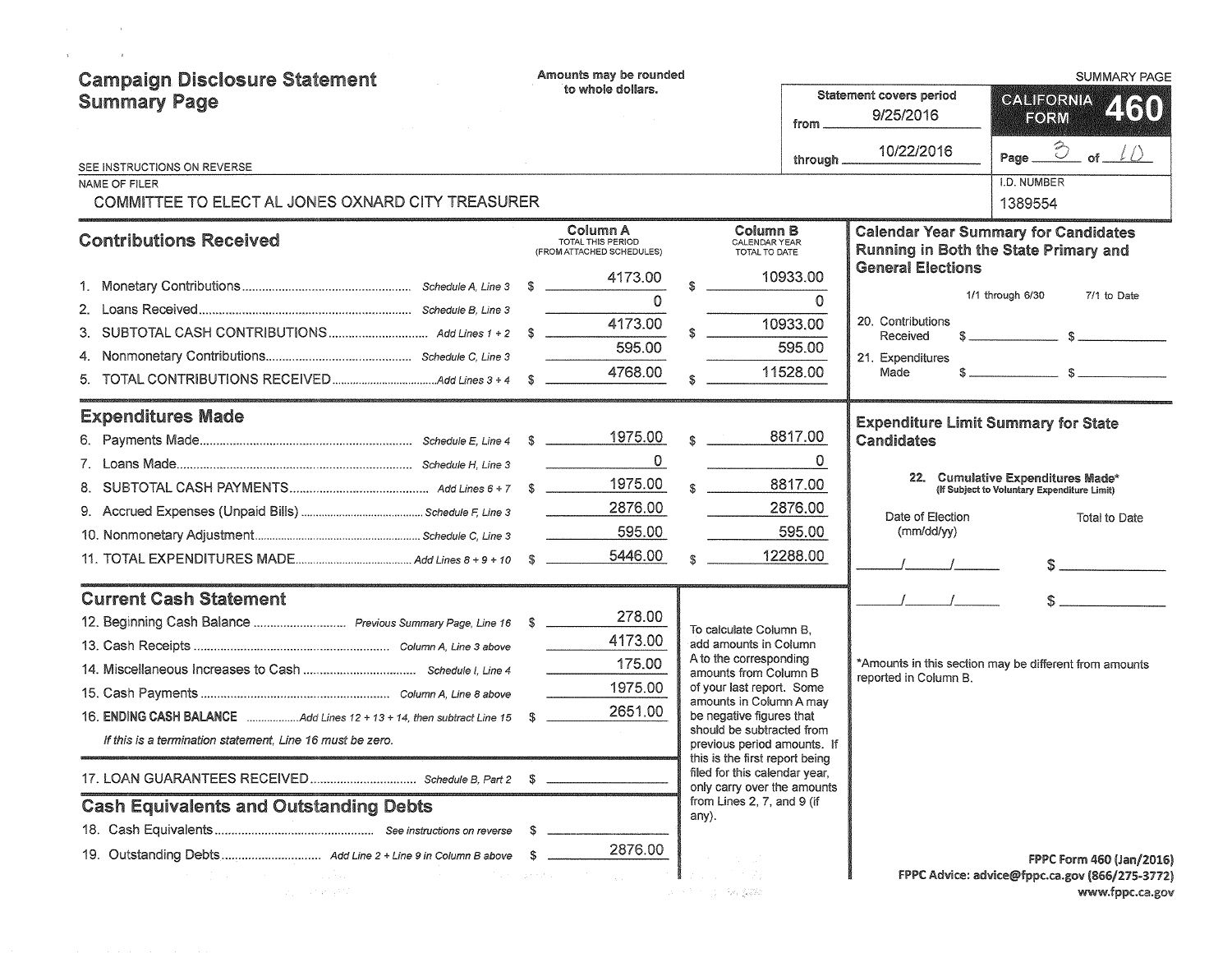# Campaign Disclosure Statement Summary Page

Amounts may be rounded to whole dollars.

SUMMARY PAGE

**CALIFORNIA FORM 460**

Statement covers period from 9/25/2016 through 10/22/2016

SEE INSTRUCTIONS ON REVERSE

NAME OF FILER: COMMITTEE TO ELECT AL JONES OXNARD CITY TREASURER

I.D. NUMBER: 1389554

## Contributions Received

| | | Column A TOTAL THIS PERIOD (FROM ATTACHED SCHEDULES) | Column B CALENDAR YEAR TOTAL TO DATE |
|---|---|---|---|
| 1. Monetary Contributions | Schedule A, Line 3 | $ 4173.00 | $ 10933.00 |
| 2. Loans Received | Schedule B, Line 3 | 0 | 0 |
| 3. SUBTOTAL CASH CONTRIBUTIONS | Add Lines 1 + 2 | $ 4173.00 | $ 10933.00 |
| 4. Nonmonetary Contributions | Schedule C, Line 3 | 595.00 | 595.00 |
| 5. TOTAL CONTRIBUTIONS RECEIVED | Add Lines 3 + 4 | $ 4768.00 | $ 11528.00 |

## Expenditures Made

| | | Column A | Column B |
|---|---|---|---|
| 6. Payments Made | Schedule E, Line 4 | $ 1975.00 | $ 8817.00 |
| 7. Loans Made | Schedule H, Line 3 | 0 | 0 |
| 8. SUBTOTAL CASH PAYMENTS | Add Lines 6 + 7 | $ 1975.00 | $ 8817.00 |
| 9. Accrued Expenses (Unpaid Bills) | Schedule F, Line 3 | 2876.00 | 2876.00 |
| 10. Nonmonetary Adjustment | Schedule C, Line 3 | 595.00 | 595.00 |
| 11. TOTAL EXPENDITURES MADE | Add Lines 8 + 9 + 10 | $ 5446.00 | $ 12288.00 |

## Current Cash Statement

| | | |
|---|---|---|
| 12. Beginning Cash Balance | Previous Summary Page, Line 16 | $ 278.00 |
| 13. Cash Receipts | Column A, Line 3 above | 4173.00 |
| 14. Miscellaneous Increases to Cash | Schedule I, Line 4 | 175.00 |
| 15. Cash Payments | Column A, Line 8 above | 1975.00 |
| 16. **ENDING CASH BALANCE** | Add Lines 12 + 13 + 14, then subtract Line 15 | $ 2651.00 |

*If this is a termination statement, Line 16 must be zero.*

17. LOAN GUARANTEES RECEIVED ............ Schedule B, Part 2 $

To calculate Column B, add amounts in Column A to the corresponding amounts from Column B of your last report. Some amounts in Column A may be negative figures that should be subtracted from previous period amounts. If this is the first report being filed for this calendar year, only carry over the amounts from Lines 2, 7, and 9 (if any).

## Cash Equivalents and Outstanding Debts

| | | |
|---|---|---|
| 18. Cash Equivalents | See instructions on reverse | $ |
| 19. Outstanding Debts | Add Line 2 + Line 9 in Column B above | $ 2876.00 |

## Calendar Year Summary for Candidates Running in Both the State Primary and General Elections

| | 1/1 through 6/30 | 7/1 to Date |
|---|---|---|
| 20. Contributions Received | $ | $ |
| 21. Expenditures Made | $ | $ |

## Expenditure Limit Summary for State Candidates

22. **Cumulative Expenditures Made*** (If Subject to Voluntary Expenditure Limit)

| Date of Election (mm/dd/yy) | Total to Date |
|---|---|
| / / | $ |
| / / | $ |

*Amounts in this section may be different from amounts reported in Column B.

FPPC Form 460 (Jan/2016)
FPPC Advice: advice@fppc.ca.gov (866/275-3772)
www.fppc.ca.gov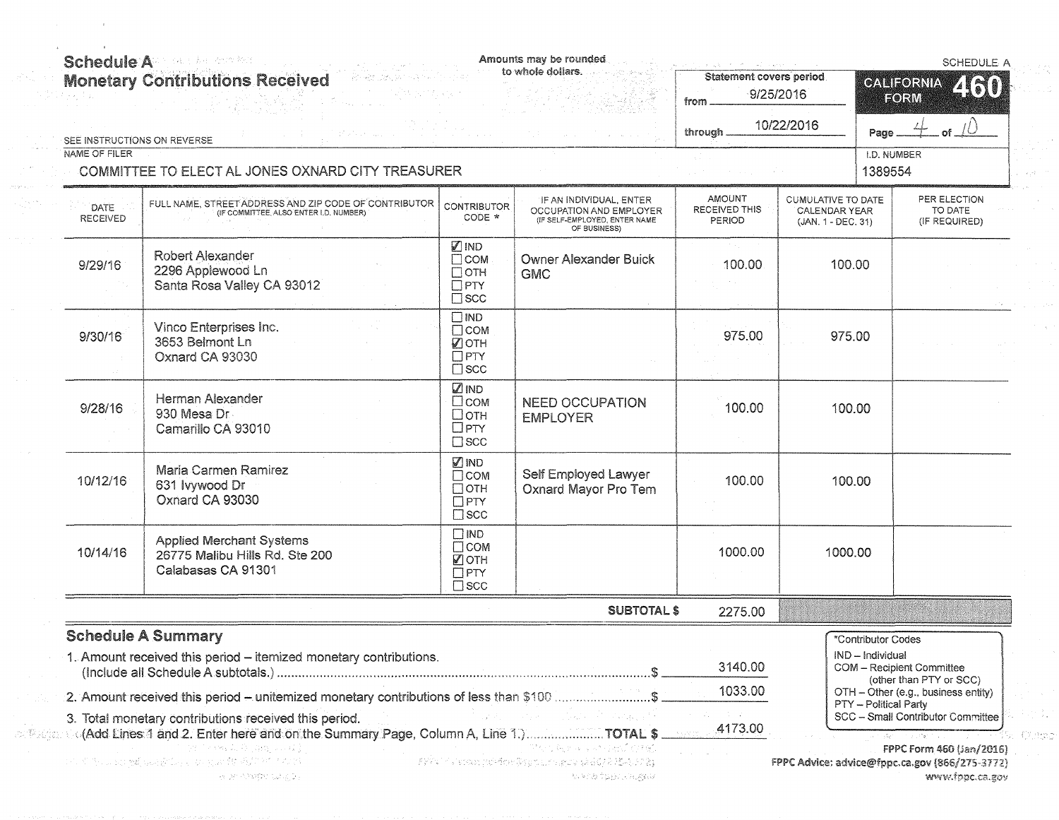# Schedule A
## Monetary Contributions Received

Amounts may be rounded to whole dollars.

SCHEDULE A

Statement covers period from 9/25/2016 through 10/22/2016

**CALIFORNIA FORM 460**

SEE INSTRUCTIONS ON REVERSE

NAME OF FILER: COMMITTEE TO ELECT AL JONES OXNARD CITY TREASURER

I.D. NUMBER: 1389554

| DATE RECEIVED | FULL NAME, STREET ADDRESS AND ZIP CODE OF CONTRIBUTOR (IF COMMITTEE, ALSO ENTER I.D. NUMBER) | CONTRIBUTOR CODE * | IF AN INDIVIDUAL, ENTER OCCUPATION AND EMPLOYER (IF SELF-EMPLOYED, ENTER NAME OF BUSINESS) | AMOUNT RECEIVED THIS PERIOD | CUMULATIVE TO DATE CALENDAR YEAR (JAN. 1 - DEC. 31) | PER ELECTION TO DATE (IF REQUIRED) |
|---|---|---|---|---|---|---|
| 9/29/16 | Robert Alexander<br>2296 Applewood Ln<br>Santa Rosa Valley CA 93012 | ☑ IND ☐ COM ☐ OTH ☐ PTY ☐ SCC | Owner Alexander Buick GMC | 100.00 | 100.00 | |
| 9/30/16 | Vinco Enterprises Inc.<br>3653 Belmont Ln<br>Oxnard CA 93030 | ☐ IND ☐ COM ☑ OTH ☐ PTY ☐ SCC | | 975.00 | 975.00 | |
| 9/28/16 | Herman Alexander<br>930 Mesa Dr<br>Camarillo CA 93010 | ☑ IND ☐ COM ☐ OTH ☐ PTY ☐ SCC | NEED OCCUPATION EMPLOYER | 100.00 | 100.00 | |
| 10/12/16 | Maria Carmen Ramirez<br>631 Ivywood Dr<br>Oxnard CA 93030 | ☑ IND ☐ COM ☐ OTH ☐ PTY ☐ SCC | Self Employed Lawyer Oxnard Mayor Pro Tem | 100.00 | 100.00 | |
| 10/14/16 | Applied Merchant Systems<br>26775 Malibu Hills Rd. Ste 200<br>Calabasas CA 91301 | ☐ IND ☐ COM ☑ OTH ☐ PTY ☐ SCC | | 1000.00 | 1000.00 | |
| | | | **SUBTOTAL $** | 2275.00 | | |

## Schedule A Summary

1. Amount received this period – itemized monetary contributions. (Include all Schedule A subtotals.) ........ $ 3140.00
2. Amount received this period – unitemized monetary contributions of less than $100 ........ $ 1033.00
3. Total monetary contributions received this period. (Add Lines 1 and 2. Enter here and on the Summary Page, Column A, Line 1.) ........ **TOTAL $** 4173.00

*Contributor Codes
- IND – Individual
- COM – Recipient Committee (other than PTY or SCC)
- OTH – Other (e.g., business entity)
- PTY – Political Party
- SCC – Small Contributor Committee

FPPC Form 460 (Jan/2016)
FPPC Advice: advice@fppc.ca.gov (866/275-3772)
www.fppc.ca.gov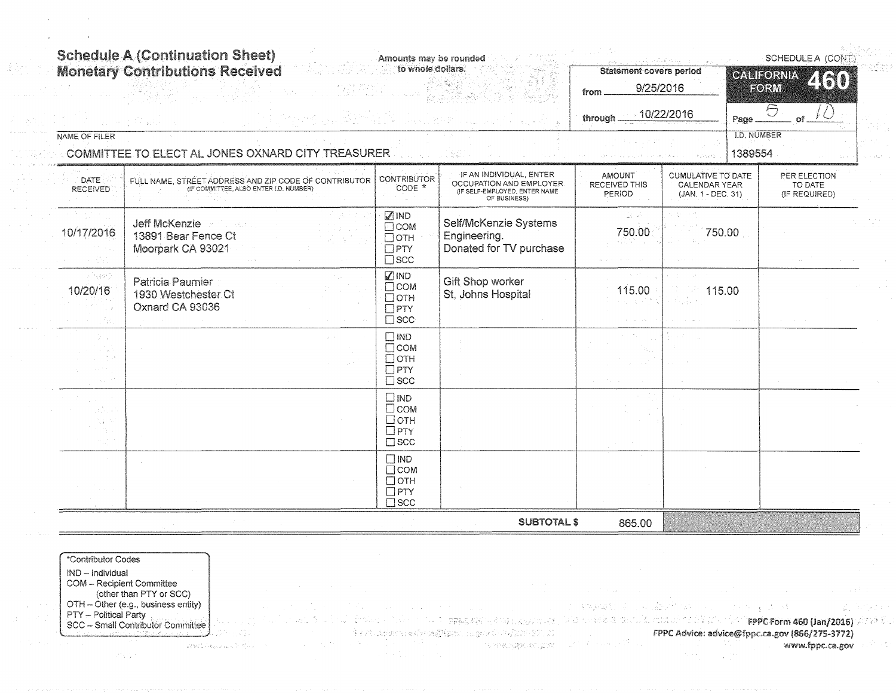# Schedule A (Continuation Sheet)
# Monetary Contributions Received

Amounts may be rounded to whole dollars.

SCHEDULE A (CONT.)

**CALIFORNIA FORM 460**

Statement covers period
from 9/25/2016
through 10/22/2016

Page 5 of 10

NAME OF FILER: COMMITTEE TO ELECT AL JONES OXNARD CITY TREASURER

I.D. NUMBER: 1389554

| DATE RECEIVED | FULL NAME, STREET ADDRESS AND ZIP CODE OF CONTRIBUTOR (IF COMMITTEE, ALSO ENTER I.D. NUMBER) | CONTRIBUTOR CODE * | IF AN INDIVIDUAL, ENTER OCCUPATION AND EMPLOYER (IF SELF-EMPLOYED, ENTER NAME OF BUSINESS) | AMOUNT RECEIVED THIS PERIOD | CUMULATIVE TO DATE CALENDAR YEAR (JAN. 1 - DEC. 31) | PER ELECTION TO DATE (IF REQUIRED) |
|---|---|---|---|---|---|---|
| 10/17/2016 | Jeff McKenzie<br>13891 Bear Fence Ct<br>Moorpark CA 93021 | ☑ IND<br>☐ COM<br>☐ OTH<br>☐ PTY<br>☐ SCC | Self/McKenzie Systems Engineering.<br>Donated for TV purchase | 750.00 | 750.00 | |
| 10/20/16 | Patricia Paumier<br>1930 Westchester Ct<br>Oxnard CA 93036 | ☑ IND<br>☐ COM<br>☐ OTH<br>☐ PTY<br>☐ SCC | Gift Shop worker<br>St, Johns Hospital | 115.00 | 115.00 | |
| | | ☐ IND<br>☐ COM<br>☐ OTH<br>☐ PTY<br>☐ SCC | | | | |
| | | ☐ IND<br>☐ COM<br>☐ OTH<br>☐ PTY<br>☐ SCC | | | | |
| | | ☐ IND<br>☐ COM<br>☐ OTH<br>☐ PTY<br>☐ SCC | | | | |
| | | | **SUBTOTAL $** | 865.00 | | |

*Contributor Codes
- IND – Individual
- COM – Recipient Committee (other than PTY or SCC)
- OTH – Other (e.g., business entity)
- PTY – Political Party
- SCC – Small Contributor Committee

FPPC Form 460 (Jan/2016)
FPPC Advice: advice@fppc.ca.gov (866/275-3772)
www.fppc.ca.gov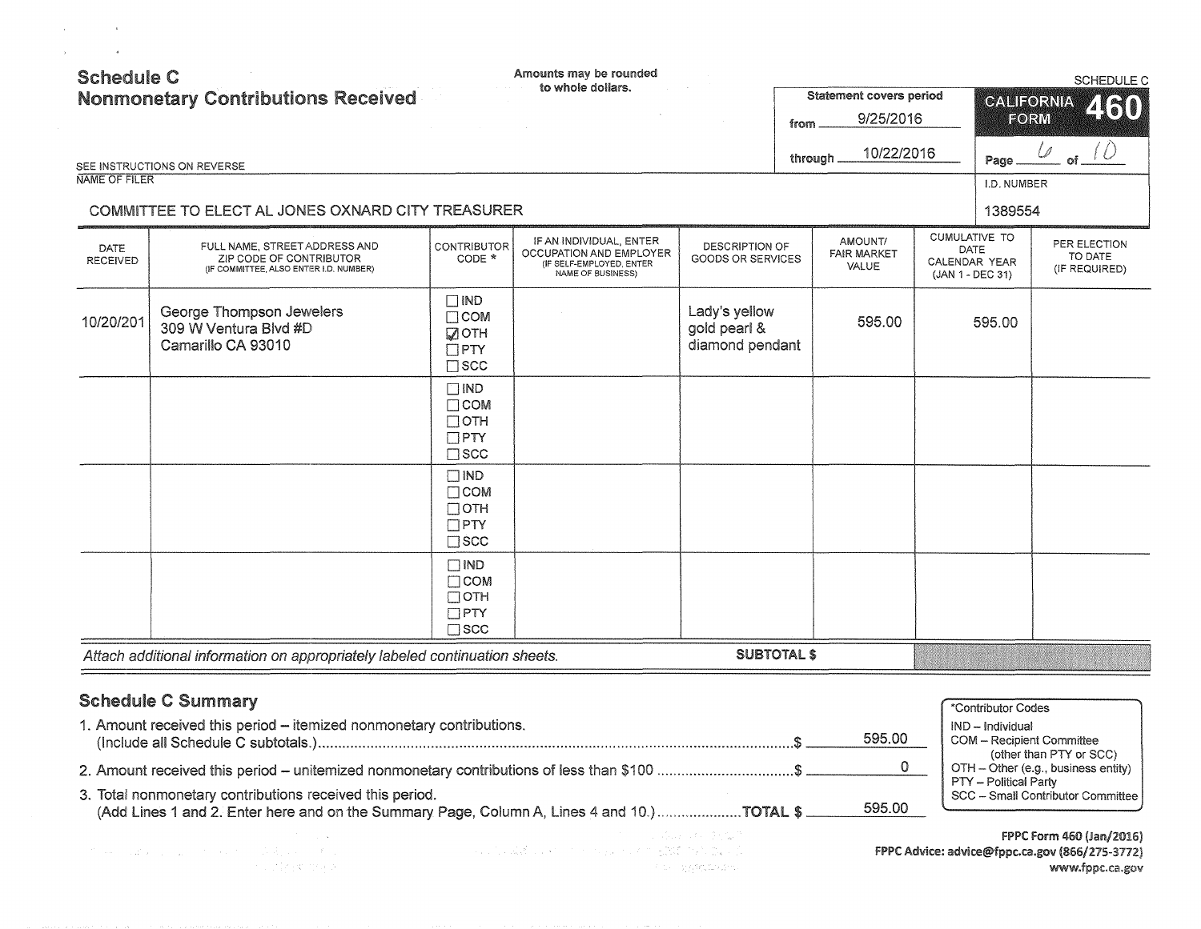# Schedule C
## Nonmonetary Contributions Received

Amounts may be rounded to whole dollars.

SCHEDULE C

**CALIFORNIA FORM 460**

Statement covers period
from 9/25/2016
through 10/22/2016

Page 6 of 10

SEE INSTRUCTIONS ON REVERSE

NAME OF FILER: COMMITTEE TO ELECT AL JONES OXNARD CITY TREASURER

I.D. NUMBER: 1389554

| DATE RECEIVED | FULL NAME, STREET ADDRESS AND ZIP CODE OF CONTRIBUTOR (IF COMMITTEE, ALSO ENTER I.D. NUMBER) | CONTRIBUTOR CODE * | IF AN INDIVIDUAL, ENTER OCCUPATION AND EMPLOYER (IF SELF-EMPLOYED, ENTER NAME OF BUSINESS) | DESCRIPTION OF GOODS OR SERVICES | AMOUNT/ FAIR MARKET VALUE | CUMULATIVE TO DATE CALENDAR YEAR (JAN 1 - DEC 31) | PER ELECTION TO DATE (IF REQUIRED) |
|---|---|---|---|---|---|---|---|
| 10/20/201 | George Thompson Jewelers<br>309 W Ventura Blvd #D<br>Camarillo CA 93010 | ☐ IND<br>☐ COM<br>☑ OTH<br>☐ PTY<br>☐ SCC | | Lady's yellow gold pearl & diamond pendant | 595.00 | 595.00 | |
| | | ☐ IND<br>☐ COM<br>☐ OTH<br>☐ PTY<br>☐ SCC | | | | | |
| | | ☐ IND<br>☐ COM<br>☐ OTH<br>☐ PTY<br>☐ SCC | | | | | |
| | | ☐ IND<br>☐ COM<br>☐ OTH<br>☐ PTY<br>☐ SCC | | | | | |

*Attach additional information on appropriately labeled continuation sheets.* **SUBTOTAL $**

## Schedule C Summary

1. Amount received this period – itemized nonmonetary contributions. (Include all Schedule C subtotals.) ..... $ 595.00
2. Amount received this period – unitemized nonmonetary contributions of less than $100 ..... $ 0
3. Total nonmonetary contributions received this period. (Add Lines 1 and 2. Enter here and on the Summary Page, Column A, Lines 4 and 10.) ..... **TOTAL $** 595.00

*Contributor Codes
- IND – Individual
- COM – Recipient Committee (other than PTY or SCC)
- OTH – Other (e.g., business entity)
- PTY – Political Party
- SCC – Small Contributor Committee

FPPC Form 460 (Jan/2016)
FPPC Advice: advice@fppc.ca.gov (866/275-3772)
www.fppc.ca.gov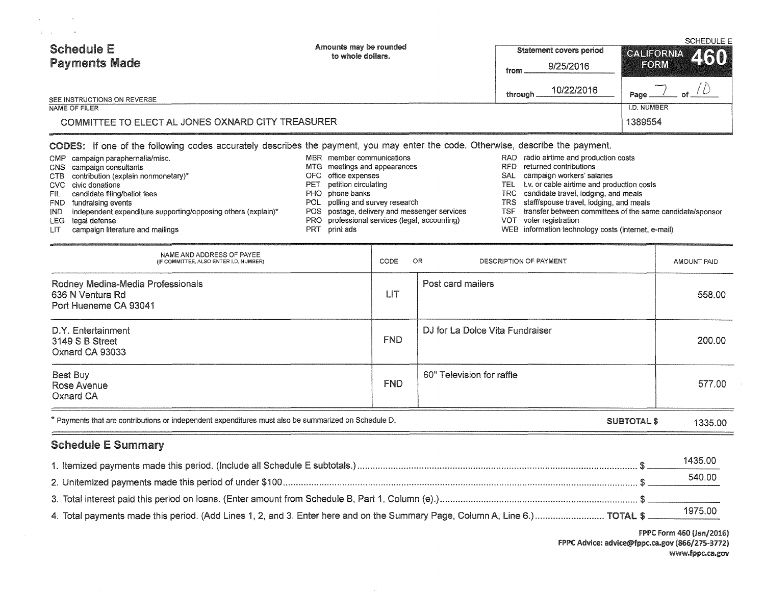# Schedule E
# Payments Made

Amounts may be rounded to whole dollars.

SEE INSTRUCTIONS ON REVERSE

| Statement covers period | |
|---|---|
| from | 9/25/2016 |
| through | 10/22/2016 |

SCHEDULE E
CALIFORNIA FORM 460

Page 7 of 10

| NAME OF FILER | I.D. NUMBER |
|---|---|
| COMMITTEE TO ELECT AL JONES OXNARD CITY TREASURER | 1389554 |

**CODES:** If one of the following codes accurately describes the payment, you may enter the code. Otherwise, describe the payment.

- CMP campaign paraphernalia/misc.
- CNS campaign consultants
- CTB contribution (explain nonmonetary)*
- CVC civic donations
- FIL candidate filing/ballot fees
- FND fundraising events
- IND independent expenditure supporting/opposing others (explain)*
- LEG legal defense
- LIT campaign literature and mailings
- MBR member communications
- MTG meetings and appearances
- OFC office expenses
- PET petition circulating
- PHO phone banks
- POL polling and survey research
- POS postage, delivery and messenger services
- PRO professional services (legal, accounting)
- PRT print ads
- RAD radio airtime and production costs
- RFD returned contributions
- SAL campaign workers' salaries
- TEL t.v. or cable airtime and production costs
- TRC candidate travel, lodging, and meals
- TRS staff/spouse travel, lodging, and meals
- TSF transfer between committees of the same candidate/sponsor
- VOT voter registration
- WEB information technology costs (internet, e-mail)

| NAME AND ADDRESS OF PAYEE (IF COMMITTEE, ALSO ENTER I.D. NUMBER) | CODE | OR DESCRIPTION OF PAYMENT | AMOUNT PAID |
|---|---|---|---|
| Rodney Medina-Media Professionals<br>636 N Ventura Rd<br>Port Hueneme CA 93041 | LIT | Post card mailers | 558.00 |
| D.Y. Entertainment<br>3149 S B Street<br>Oxnard CA 93033 | FND | DJ for La Dolce Vita Fundraiser | 200.00 |
| Best Buy<br>Rose Avenue<br>Oxnard CA | FND | 60" Television for raffle | 577.00 |

\* Payments that are contributions or independent expenditures must also be summarized on Schedule D. **SUBTOTAL $** 1335.00

## Schedule E Summary

1. Itemized payments made this period. (Include all Schedule E subtotals.) $ 1435.00
2. Unitemized payments made this period of under $100 $ 540.00
3. Total interest paid this period on loans. (Enter amount from Schedule B, Part 1, Column (e).) $
4. Total payments made this period. (Add Lines 1, 2, and 3. Enter here and on the Summary Page, Column A, Line 6.) **TOTAL $** 1975.00

FPPC Form 460 (Jan/2016)
FPPC Advice: advice@fppc.ca.gov (866/275-3772)
www.fppc.ca.gov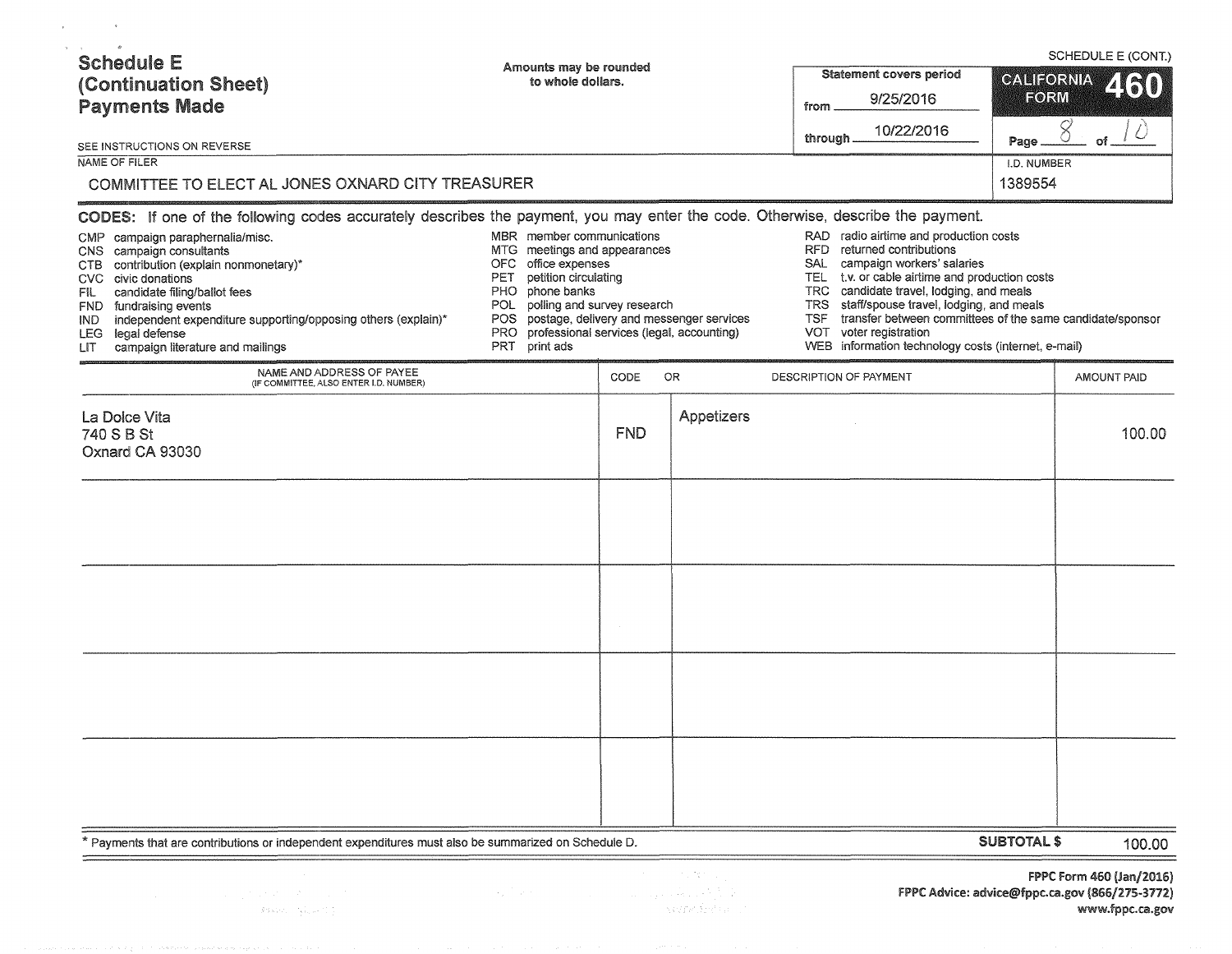SCHEDULE E (CONT.)

# Schedule E (Continuation Sheet) Payments Made

Amounts may be rounded to whole dollars.

SEE INSTRUCTIONS ON REVERSE

Statement covers period from 9/25/2016 through 10/22/2016

**CALIFORNIA FORM 460**

NAME OF FILER

COMMITTEE TO ELECT AL JONES OXNARD CITY TREASURER

I.D. NUMBER

1389554

**CODES:** If one of the following codes accurately describes the payment, you may enter the code. Otherwise, describe the payment.

- CMP campaign paraphernalia/misc.
- CNS campaign consultants
- CTB contribution (explain nonmonetary)*
- CVC civic donations
- FIL candidate filing/ballot fees
- FND fundraising events
- IND independent expenditure supporting/opposing others (explain)*
- LEG legal defense
- LIT campaign literature and mailings
- MBR member communications
- MTG meetings and appearances
- OFC office expenses
- PET petition circulating
- PHO phone banks
- POL polling and survey research
- POS postage, delivery and messenger services
- PRO professional services (legal, accounting)
- PRT print ads
- RAD radio airtime and production costs
- RFD returned contributions
- SAL campaign workers' salaries
- TEL t.v. or cable airtime and production costs
- TRC candidate travel, lodging, and meals
- TRS staff/spouse travel, lodging, and meals
- TSF transfer between committees of the same candidate/sponsor
- VOT voter registration
- WEB information technology costs (internet, e-mail)

| NAME AND ADDRESS OF PAYEE (IF COMMITTEE, ALSO ENTER I.D. NUMBER) | CODE | OR DESCRIPTION OF PAYMENT | AMOUNT PAID |
|---|---|---|---|
| La Dolce Vita<br>740 S B St<br>Oxnard CA 93030 | FND | Appetizers | 100.00 |
| | | | |
| | | | |
| | | | |
| | | | |

* Payments that are contributions or independent expenditures must also be summarized on Schedule D.

**SUBTOTAL $** 100.00

FPPC Form 460 (Jan/2016)
FPPC Advice: advice@fppc.ca.gov (866/275-3772)
www.fppc.ca.gov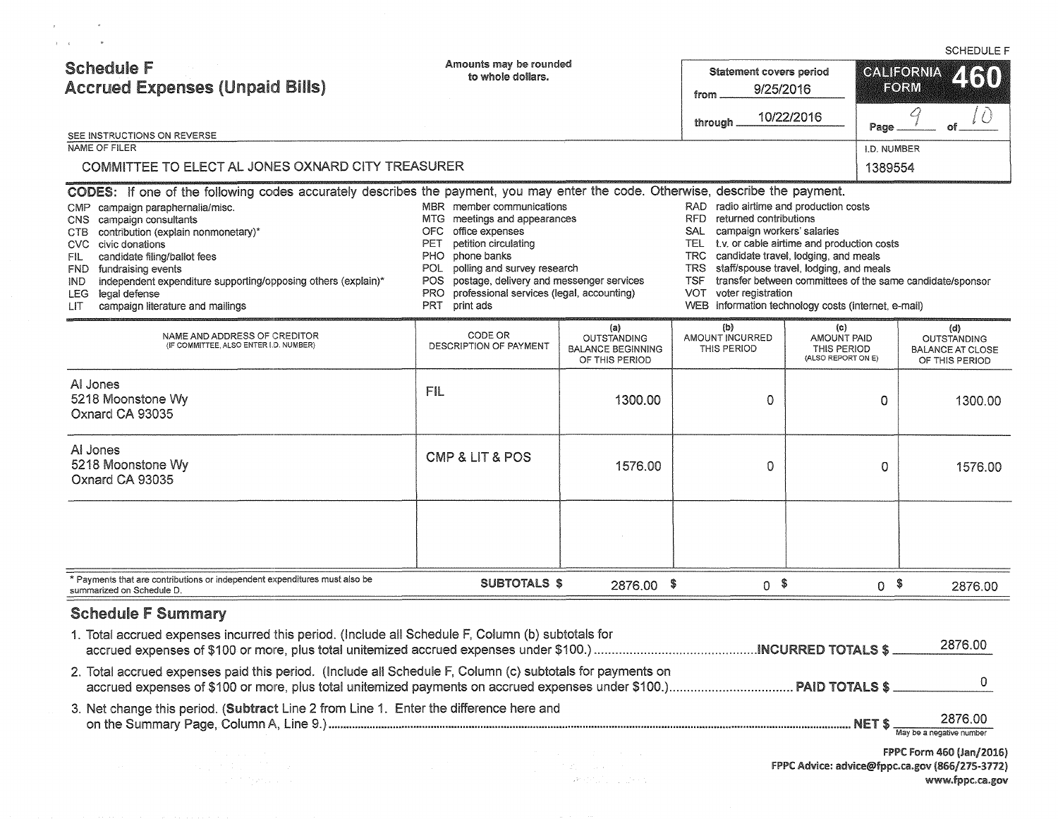SCHEDULE F

# Schedule F
## Accrued Expenses (Unpaid Bills)

Amounts may be rounded to whole dollars.

Statement covers period from 9/25/2016 through 10/22/2016

CALIFORNIA FORM 460

SEE INSTRUCTIONS ON REVERSE

NAME OF FILER: COMMITTEE TO ELECT AL JONES OXNARD CITY TREASURER

I.D. NUMBER: 1389554

**CODES:** If one of the following codes accurately describes the payment, you may enter the code. Otherwise, describe the payment.

- CMP campaign paraphernalia/misc.
- CNS campaign consultants
- CTB contribution (explain nonmonetary)*
- CVC civic donations
- FIL candidate filing/ballot fees
- FND fundraising events
- IND independent expenditure supporting/opposing others (explain)*
- LEG legal defense
- LIT campaign literature and mailings
- MBR member communications
- MTG meetings and appearances
- OFC office expenses
- PET petition circulating
- PHO phone banks
- POL polling and survey research
- POS postage, delivery and messenger services
- PRO professional services (legal, accounting)
- PRT print ads
- RAD radio airtime and production costs
- RFD returned contributions
- SAL campaign workers' salaries
- TEL t.v. or cable airtime and production costs
- TRC candidate travel, lodging, and meals
- TRS staff/spouse travel, lodging, and meals
- TSF transfer between committees of the same candidate/sponsor
- VOT voter registration
- WEB information technology costs (internet, e-mail)

| NAME AND ADDRESS OF CREDITOR (IF COMMITTEE, ALSO ENTER I.D. NUMBER) | CODE OR DESCRIPTION OF PAYMENT | (a) OUTSTANDING BALANCE BEGINNING OF THIS PERIOD | (b) AMOUNT INCURRED THIS PERIOD | (c) AMOUNT PAID THIS PERIOD (ALSO REPORT ON E) | (d) OUTSTANDING BALANCE AT CLOSE OF THIS PERIOD |
|---|---|---|---|---|---|
| Al Jones<br>5218 Moonstone Wy<br>Oxnard CA 93035 | FIL | 1300.00 | 0 | 0 | 1300.00 |
| Al Jones<br>5218 Moonstone Wy<br>Oxnard CA 93035 | CMP & LIT & POS | 1576.00 | 0 | 0 | 1576.00 |
| | | | | | |
| * Payments that are contributions or independent expenditures must also be summarized on Schedule D. | SUBTOTALS $ | 2876.00 | $ 0 | $ 0 | $ 2876.00 |

## Schedule F Summary

1. Total accrued expenses incurred this period. (Include all Schedule F, Column (b) subtotals for accrued expenses of $100 or more, plus total unitemized accrued expenses under $100.) ..................... **INCURRED TOTALS $** 2876.00
2. Total accrued expenses paid this period. (Include all Schedule F, Column (c) subtotals for payments on accrued expenses of $100 or more, plus total unitemized payments on accrued expenses under $100.) ..................... **PAID TOTALS $** 0
3. Net change this period. (**Subtract** Line 2 from Line 1. Enter the difference here and on the Summary Page, Column A, Line 9.) ..................... **NET $** 2876.00 (May be a negative number)

FPPC Form 460 (Jan/2016)
FPPC Advice: advice@fppc.ca.gov (866/275-3772)
www.fppc.ca.gov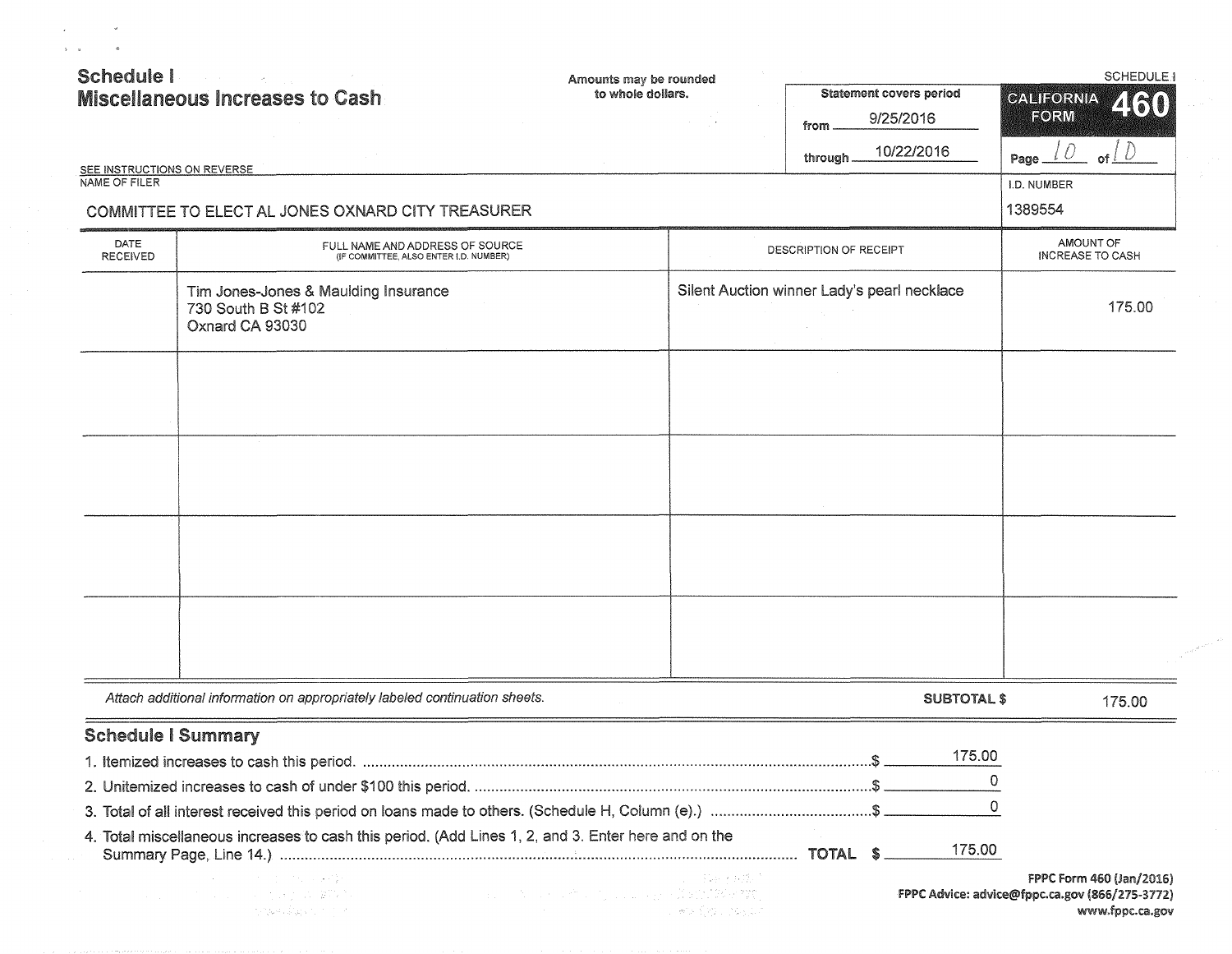# Schedule I
## Miscellaneous Increases to Cash

Amounts may be rounded to whole dollars.

SCHEDULE I

**CALIFORNIA FORM 460**

Statement covers period
from 9/25/2016
through 10/22/2016

Page 10 of 10

SEE INSTRUCTIONS ON REVERSE

NAME OF FILER: COMMITTEE TO ELECT AL JONES OXNARD CITY TREASURER

I.D. NUMBER: 1389554

| DATE RECEIVED | FULL NAME AND ADDRESS OF SOURCE (IF COMMITTEE, ALSO ENTER I.D. NUMBER) | DESCRIPTION OF RECEIPT | AMOUNT OF INCREASE TO CASH |
|---|---|---|---|
| | Tim Jones-Jones & Maulding Insurance<br>730 South B St #102<br>Oxnard CA 93030 | Silent Auction winner Lady's pearl necklace | 175.00 |
| | | | |
| | | | |
| | | | |
| | | | |

*Attach additional information on appropriately labeled continuation sheets.*

**SUBTOTAL $** 175.00

### Schedule I Summary

1. Itemized increases to cash this period. $ 175.00
2. Unitemized increases to cash of under $100 this period. $ 0
3. Total of all interest received this period on loans made to others. (Schedule H, Column (e).) $ 0
4. Total miscellaneous increases to cash this period. (Add Lines 1, 2, and 3. Enter here and on the Summary Page, Line 14.) **TOTAL $** 175.00

FPPC Form 460 (Jan/2016)
FPPC Advice: advice@fppc.ca.gov (866/275-3772)
www.fppc.ca.gov